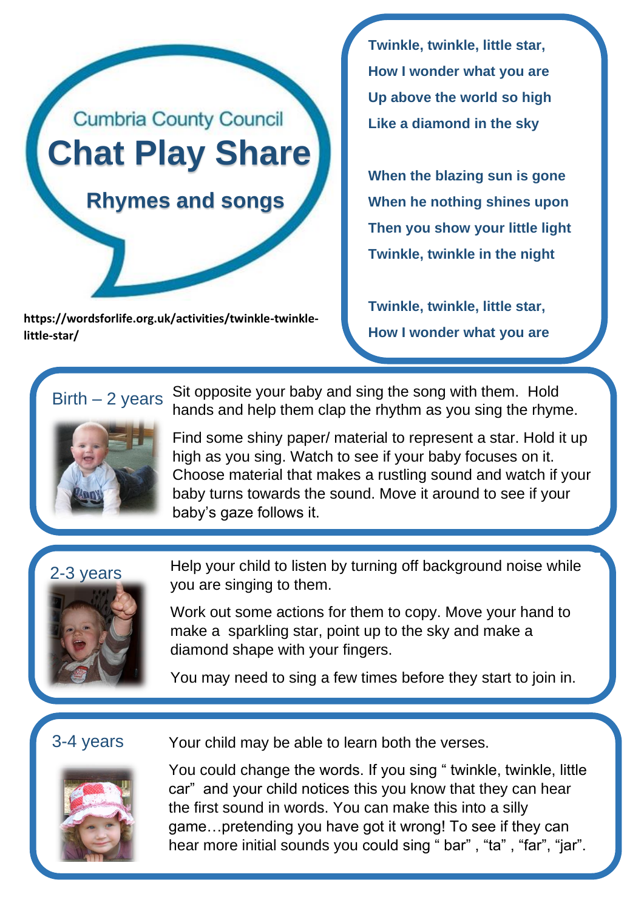Cumbria County Council

# Chat Play Share

## Rhymes and songs

https://wordsforlife.org.uk/activities/twinkle-twinkle-little-star/

**Twinkle, twinkle, little star,**
**How I wonder what you are**
**Up above the world so high**
**Like a diamond in the sky**

**When the blazing sun is gone**
**When he nothing shines upon**
**Then you show your little light**
**Twinkle, twinkle in the night**

**Twinkle, twinkle, little star,**
**How I wonder what you are**

### Birth – 2 years

Sit opposite your baby and sing the song with them. Hold hands and help them clap the rhythm as you sing the rhyme.

Find some shiny paper/ material to represent a star. Hold it up high as you sing. Watch to see if your baby focuses on it. Choose material that makes a rustling sound and watch if your baby turns towards the sound. Move it around to see if your baby's gaze follows it.

### 2-3 years

Help your child to listen by turning off background noise while you are singing to them.

Work out some actions for them to copy. Move your hand to make a sparkling star, point up to the sky and make a diamond shape with your fingers.

You may need to sing a few times before they start to join in.

### 3-4 years

Your child may be able to learn both the verses.

You could change the words. If you sing " twinkle, twinkle, little car" and your child notices this you know that they can hear the first sound in words. You can make this into a silly game…pretending you have got it wrong! To see if they can hear more initial sounds you could sing " bar" , "ta" , "far", "jar".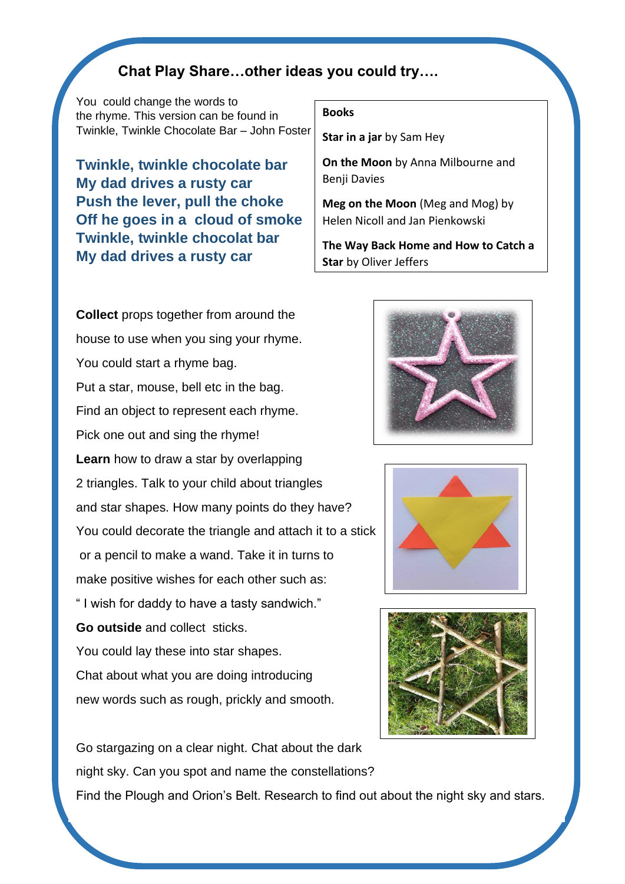## Chat Play Share…other ideas you could try….

You could change the words to the rhyme. This version can be found in Twinkle, Twinkle Chocolate Bar – John Foster

**Twinkle, twinkle chocolate bar**
**My dad drives a rusty car**
**Push the lever, pull the choke**
**Off he goes in a cloud of smoke**
**Twinkle, twinkle chocolat bar**
**My dad drives a rusty car**

**Books**

**Star in a jar** by Sam Hey

**On the Moon** by Anna Milbourne and Benji Davies

**Meg on the Moon** (Meg and Mog) by Helen Nicoll and Jan Pienkowski

**The Way Back Home and How to Catch a Star** by Oliver Jeffers

**Collect** props together from around the house to use when you sing your rhyme. You could start a rhyme bag. Put a star, mouse, bell etc in the bag. Find an object to represent each rhyme. Pick one out and sing the rhyme!

**Learn** how to draw a star by overlapping 2 triangles. Talk to your child about triangles and star shapes. How many points do they have? You could decorate the triangle and attach it to a stick or a pencil to make a wand. Take it in turns to make positive wishes for each other such as: " I wish for daddy to have a tasty sandwich."

**Go outside** and collect sticks. You could lay these into star shapes. Chat about what you are doing introducing new words such as rough, prickly and smooth.

Go stargazing on a clear night. Chat about the dark night sky. Can you spot and name the constellations? Find the Plough and Orion's Belt. Research to find out about the night sky and stars.